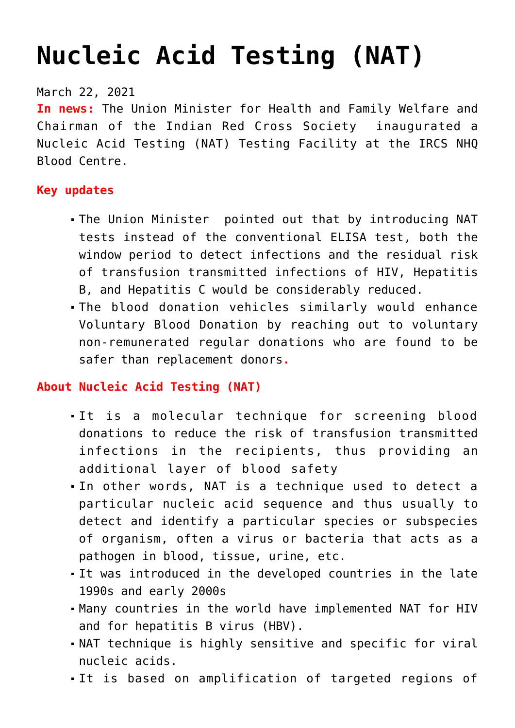# Nucleic Acid Testing (NAT)

March 22, 2021

**In news:** The Union Minister for Health and Family Welfare and Chairman of the Indian Red Cross Society inaugurated a Nucleic Acid Testing (NAT) Testing Facility at the IRCS NHQ Blood Centre.

**Key updates**

- The Union Minister pointed out that by introducing NAT tests instead of the conventional ELISA test, both the window period to detect infections and the residual risk of transfusion transmitted infections of HIV, Hepatitis B, and Hepatitis C would be considerably reduced.
- The blood donation vehicles similarly would enhance Voluntary Blood Donation by reaching out to voluntary non-remunerated regular donations who are found to be safer than replacement donors.

**About Nucleic Acid Testing (NAT)**

- It is a molecular technique for screening blood donations to reduce the risk of transfusion transmitted infections in the recipients, thus providing an additional layer of blood safety
- In other words, NAT is a technique used to detect a particular nucleic acid sequence and thus usually to detect and identify a particular species or subspecies of organism, often a virus or bacteria that acts as a pathogen in blood, tissue, urine, etc.
- It was introduced in the developed countries in the late 1990s and early 2000s
- Many countries in the world have implemented NAT for HIV and for hepatitis B virus (HBV).
- NAT technique is highly sensitive and specific for viral nucleic acids.
- It is based on amplification of targeted regions of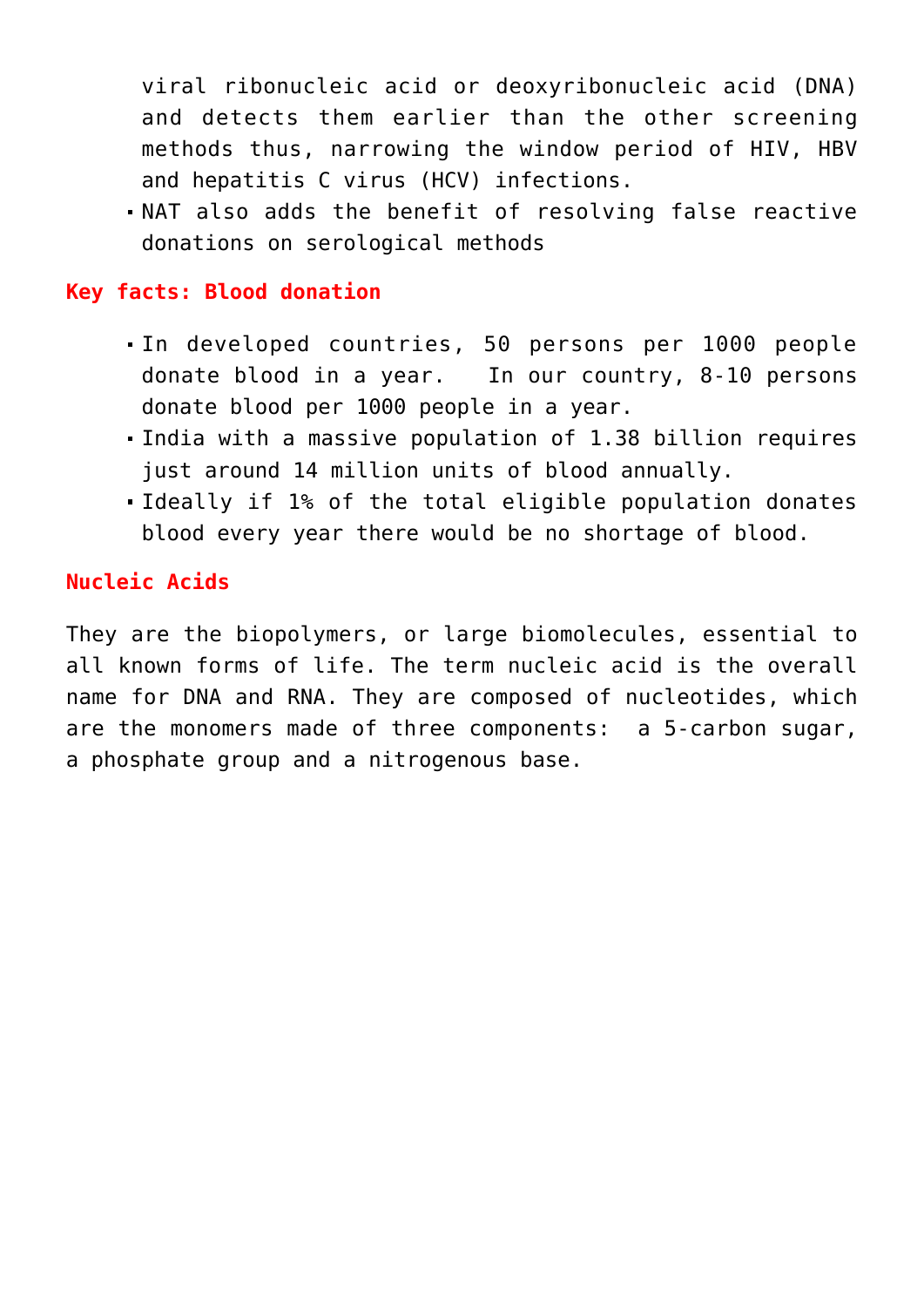viral ribonucleic acid or deoxyribonucleic acid (DNA) and detects them earlier than the other screening methods thus, narrowing the window period of HIV, HBV and hepatitis C virus (HCV) infections.
- NAT also adds the benefit of resolving false reactive donations on serological methods

**Key facts: Blood donation**

- In developed countries, 50 persons per 1000 people donate blood in a year. In our country, 8-10 persons donate blood per 1000 people in a year.
- India with a massive population of 1.38 billion requires just around 14 million units of blood annually.
- Ideally if 1% of the total eligible population donates blood every year there would be no shortage of blood.

**Nucleic Acids**

They are the biopolymers, or large biomolecules, essential to all known forms of life. The term nucleic acid is the overall name for DNA and RNA. They are composed of nucleotides, which are the monomers made of three components: a 5-carbon sugar, a phosphate group and a nitrogenous base.